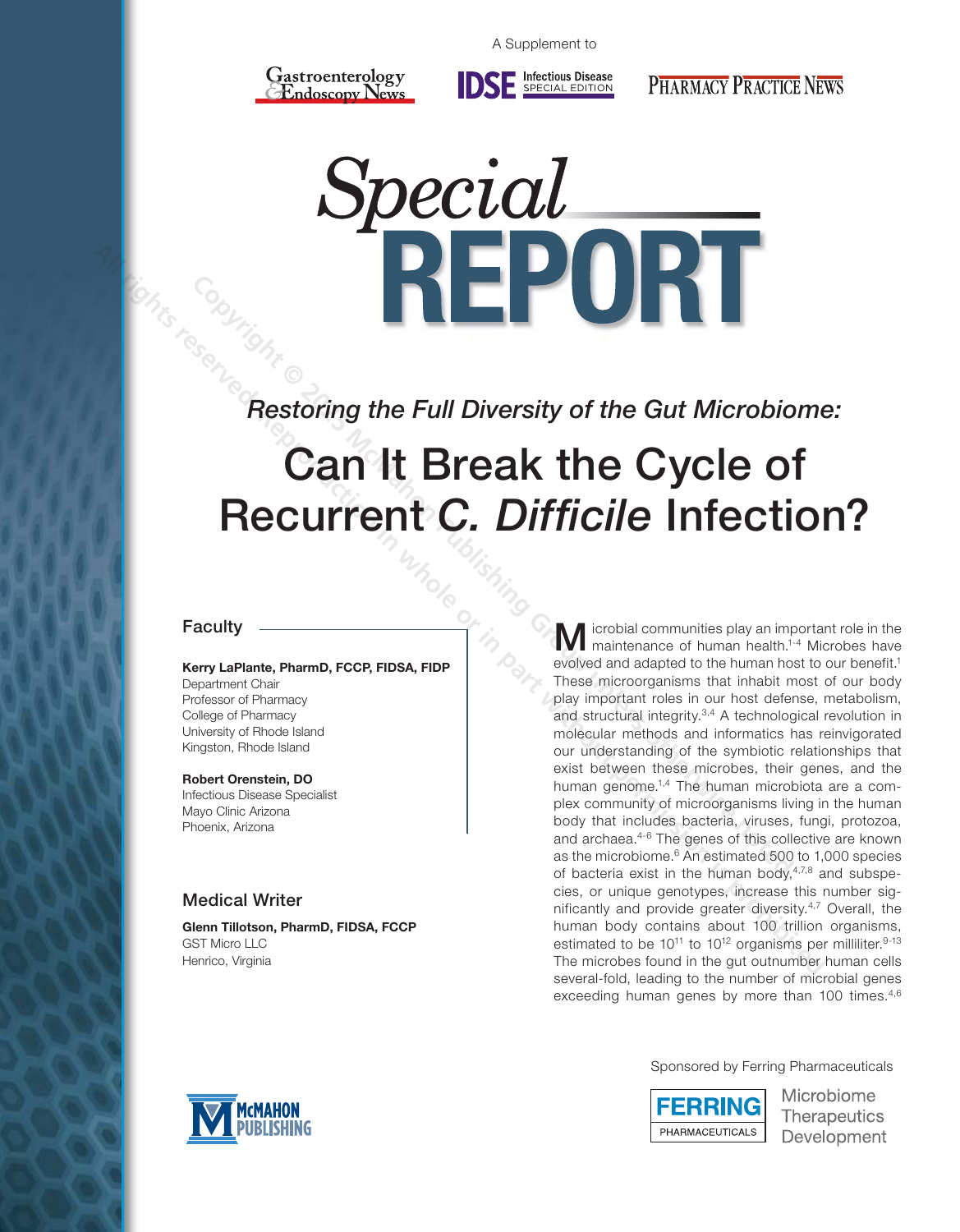A Supplement to

Gastroenterology & Endoscopy News | IDSE Infectious Disease Special Edition | Pharmacy Practice News

# Special REPORT

## *Restoring the Full Diversity of the Gut Microbiome:*

# Can It Break the Cycle of Recurrent *C. Difficile* Infection?

### Faculty

**Kerry LaPlante, PharmD, FCCP, FIDSA, FIDP**
Department Chair
Professor of Pharmacy
College of Pharmacy
University of Rhode Island
Kingston, Rhode Island

**Robert Orenstein, DO**
Infectious Disease Specialist
Mayo Clinic Arizona
Phoenix, Arizona

### Medical Writer

**Glenn Tillotson, PharmD, FIDSA, FCCP**
GST Micro LLC
Henrico, Virginia

Microbial communities play an important role in the maintenance of human health.[1-4] Microbes have evolved and adapted to the human host to our benefit.[1] These microorganisms that inhabit most of our body play important roles in our host defense, metabolism, and structural integrity.[3,4] A technological revolution in molecular methods and informatics has reinvigorated our understanding of the symbiotic relationships that exist between these microbes, their genes, and the human genome.[1,4] The human microbiota are a complex community of microorganisms living in the human body that includes bacteria, viruses, fungi, protozoa, and archaea.[4-6] The genes of this collective are known as the microbiome.[6] An estimated 500 to 1,000 species of bacteria exist in the human body,[4,7,8] and subspecies, or unique genotypes, increase this number significantly and provide greater diversity.[4,7] Overall, the human body contains about 100 trillion organisms, estimated to be $10^{11}$ to $10^{12}$ organisms per milliliter.[9-13] The microbes found in the gut outnumber human cells several-fold, leading to the number of microbial genes exceeding human genes by more than 100 times.[4,6]

Sponsored by Ferring Pharmaceuticals

FERRING PHARMACEUTICALS Microbiome Therapeutics Development

McMAHON PUBLISHING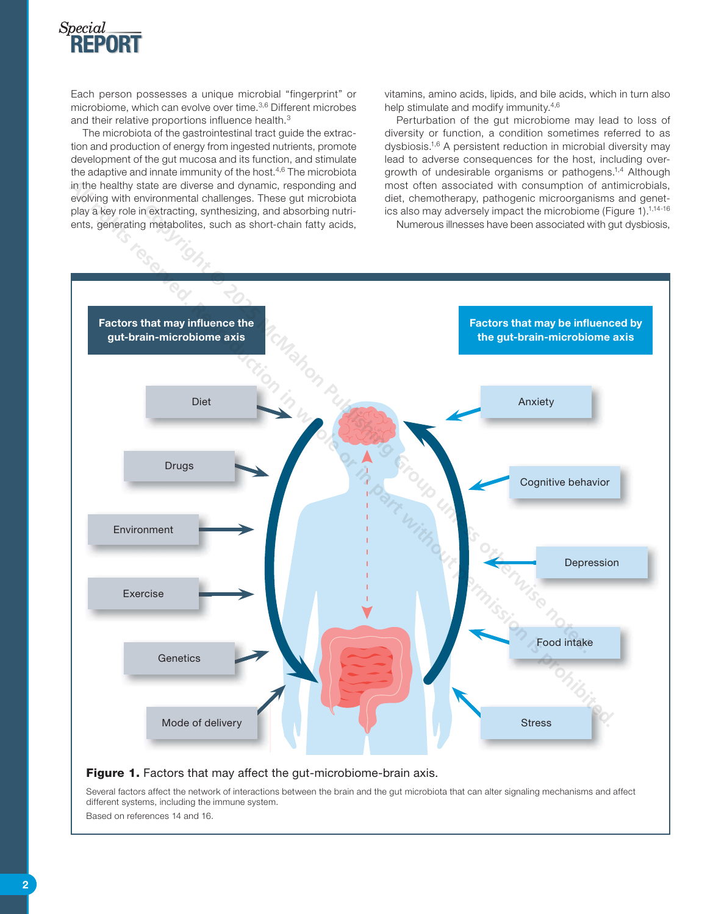Each person possesses a unique microbial "fingerprint" or microbiome, which can evolve over time.[3,6] Different microbes and their relative proportions influence health.[3]

The microbiota of the gastrointestinal tract guide the extraction and production of energy from ingested nutrients, promote development of the gut mucosa and its function, and stimulate the adaptive and innate immunity of the host.[4,6] The microbiota in the healthy state are diverse and dynamic, responding and evolving with environmental challenges. These gut microbiota play a key role in extracting, synthesizing, and absorbing nutrients, generating metabolites, such as short-chain fatty acids, vitamins, amino acids, lipids, and bile acids, which in turn also help stimulate and modify immunity.[4,6]

Perturbation of the gut microbiome may lead to loss of diversity or function, a condition sometimes referred to as dysbiosis.[1,6] A persistent reduction in microbial diversity may lead to adverse consequences for the host, including overgrowth of undesirable organisms or pathogens.[1,4] Although most often associated with consumption of antimicrobials, diet, chemotherapy, pathogenic microorganisms and genetics also may adversely impact the microbiome (Figure 1).[1,14-16]

Numerous illnesses have been associated with gut dysbiosis,

**Factors that may influence the gut-brain-microbiome axis**

- Diet
- Drugs
- Environment
- Exercise
- Genetics
- Mode of delivery

**Factors that may be influenced by the gut-brain-microbiome axis**

- Anxiety
- Cognitive behavior
- Depression
- Food intake
- Stress

**Figure 1.** Factors that may affect the gut-microbiome-brain axis.

Several factors affect the network of interactions between the brain and the gut microbiota that can alter signaling mechanisms and affect different systems, including the immune system.

Based on references 14 and 16.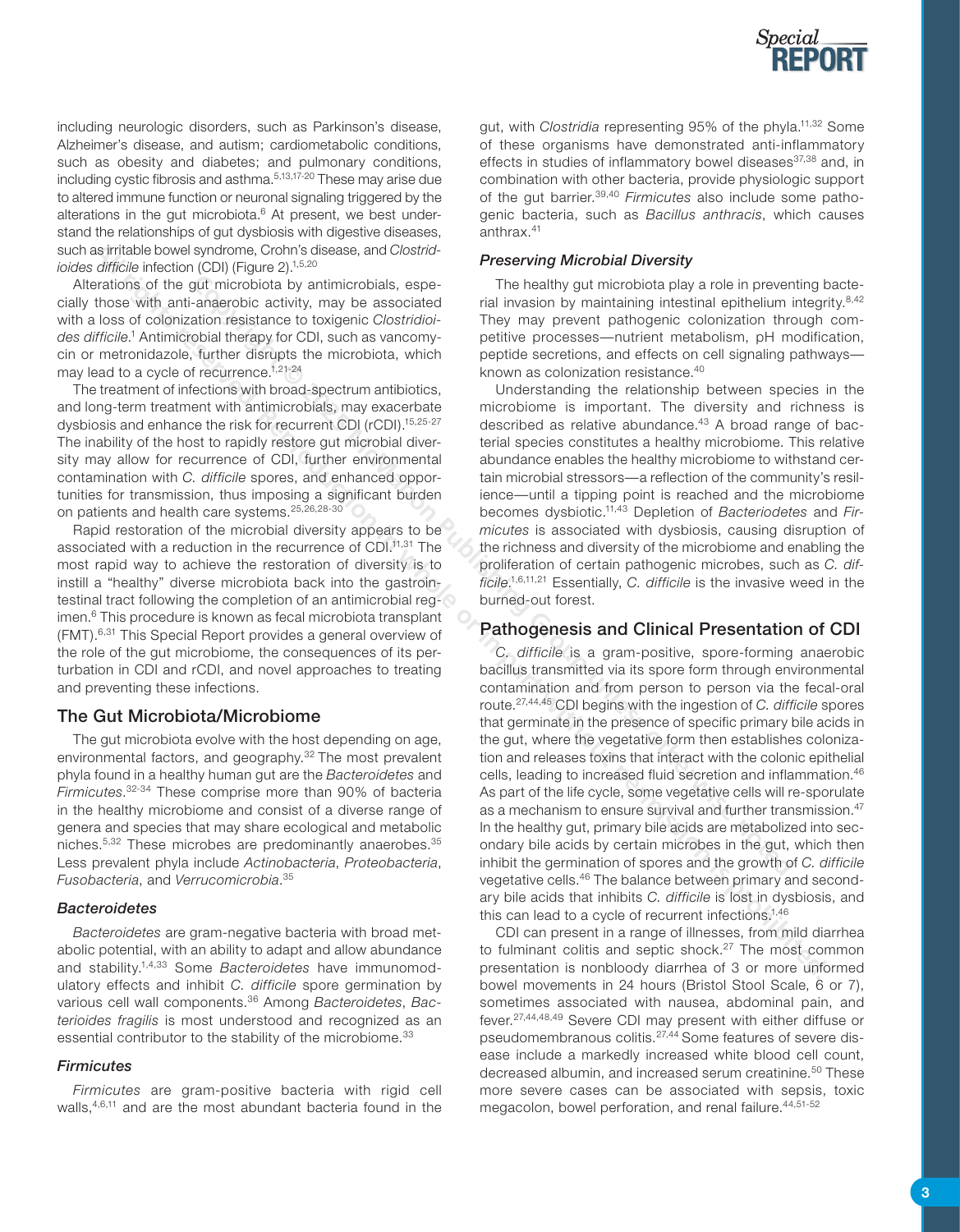including neurologic disorders, such as Parkinson's disease, Alzheimer's disease, and autism; cardiometabolic conditions, such as obesity and diabetes; and pulmonary conditions, including cystic fibrosis and asthma.[5,13,17-20] These may arise due to altered immune function or neuronal signaling triggered by the alterations in the gut microbiota.[6] At present, we best understand the relationships of gut dysbiosis with digestive diseases, such as irritable bowel syndrome, Crohn's disease, and *Clostridioides difficile* infection (CDI) (Figure 2).[1,5,20]

Alterations of the gut microbiota by antimicrobials, especially those with anti-anaerobic activity, may be associated with a loss of colonization resistance to toxigenic *Clostridioides difficile*.[1] Antimicrobial therapy for CDI, such as vancomycin or metronidazole, further disrupts the microbiota, which may lead to a cycle of recurrence.[1,21-24]

The treatment of infections with broad-spectrum antibiotics, and long-term treatment with antimicrobials, may exacerbate dysbiosis and enhance the risk for recurrent CDI (rCDI).[15,25-27] The inability of the host to rapidly restore gut microbial diversity may allow for recurrence of CDI, further environmental contamination with *C. difficile* spores, and enhanced opportunities for transmission, thus imposing a significant burden on patients and health care systems.[25,26,28-30]

Rapid restoration of the microbial diversity appears to be associated with a reduction in the recurrence of CDI.[11,31] The most rapid way to achieve the restoration of diversity is to instill a "healthy" diverse microbiota back into the gastrointestinal tract following the completion of an antimicrobial regimen.[6] This procedure is known as fecal microbiota transplant (FMT).[6,31] This Special Report provides a general overview of the role of the gut microbiome, the consequences of its perturbation in CDI and rCDI, and novel approaches to treating and preventing these infections.

## The Gut Microbiota/Microbiome

The gut microbiota evolve with the host depending on age, environmental factors, and geography.[32] The most prevalent phyla found in a healthy human gut are the *Bacteroidetes* and *Firmicutes*.[32-34] These comprise more than 90% of bacteria in the healthy microbiome and consist of a diverse range of genera and species that may share ecological and metabolic niches.[5,32] These microbes are predominantly anaerobes.[35] Less prevalent phyla include *Actinobacteria*, *Proteobacteria*, *Fusobacteria*, and *Verrucomicrobia*.[35]

### *Bacteroidetes*

*Bacteroidetes* are gram-negative bacteria with broad metabolic potential, with an ability to adapt and allow abundance and stability.[1,4,33] Some *Bacteroidetes* have immunomodulatory effects and inhibit *C. difficile* spore germination by various cell wall components.[36] Among *Bacteroidetes*, *Bacterioides fragilis* is most understood and recognized as an essential contributor to the stability of the microbiome.[33]

### *Firmicutes*

*Firmicutes* are gram-positive bacteria with rigid cell walls,[4,6,11] and are the most abundant bacteria found in the gut, with *Clostridia* representing 95% of the phyla.[11,32] Some of these organisms have demonstrated anti-inflammatory effects in studies of inflammatory bowel diseases[37,38] and, in combination with other bacteria, provide physiologic support of the gut barrier.[39,40] *Firmicutes* also include some pathogenic bacteria, such as *Bacillus anthracis*, which causes anthrax.[41]

### *Preserving Microbial Diversity*

The healthy gut microbiota play a role in preventing bacterial invasion by maintaining intestinal epithelium integrity.[8,42] They may prevent pathogenic colonization through competitive processes—nutrient metabolism, pH modification, peptide secretions, and effects on cell signaling pathways—known as colonization resistance.[40]

Understanding the relationship between species in the microbiome is important. The diversity and richness is described as relative abundance.[43] A broad range of bacterial species constitutes a healthy microbiome. This relative abundance enables the healthy microbiome to withstand certain microbial stressors—a reflection of the community's resilience—until a tipping point is reached and the microbiome becomes dysbiotic.[11,43] Depletion of *Bacteriodetes* and *Firmicutes* is associated with dysbiosis, causing disruption of the richness and diversity of the microbiome and enabling the proliferation of certain pathogenic microbes, such as *C. difficile*.[1,6,11,21] Essentially, *C. difficile* is the invasive weed in the burned-out forest.

## Pathogenesis and Clinical Presentation of CDI

*C. difficile* is a gram-positive, spore-forming anaerobic bacillus transmitted via its spore form through environmental contamination and from person to person via the fecal-oral route.[27,44,45] CDI begins with the ingestion of *C. difficile* spores that germinate in the presence of specific primary bile acids in the gut, where the vegetative form then establishes colonization and releases toxins that interact with the colonic epithelial cells, leading to increased fluid secretion and inflammation.[46] As part of the life cycle, some vegetative cells will re-sporulate as a mechanism to ensure survival and further transmission.[47] In the healthy gut, primary bile acids are metabolized into secondary bile acids by certain microbes in the gut, which then inhibit the germination of spores and the growth of *C. difficile* vegetative cells.[46] The balance between primary and secondary bile acids that inhibits *C. difficile* is lost in dysbiosis, and this can lead to a cycle of recurrent infections.[1,46]

CDI can present in a range of illnesses, from mild diarrhea to fulminant colitis and septic shock.[27] The most common presentation is nonbloody diarrhea of 3 or more unformed bowel movements in 24 hours (Bristol Stool Scale, 6 or 7), sometimes associated with nausea, abdominal pain, and fever.[27,44,48,49] Severe CDI may present with either diffuse or pseudomembranous colitis.[27,44] Some features of severe disease include a markedly increased white blood cell count, decreased albumin, and increased serum creatinine.[50] These more severe cases can be associated with sepsis, toxic megacolon, bowel perforation, and renal failure.[44,51-52]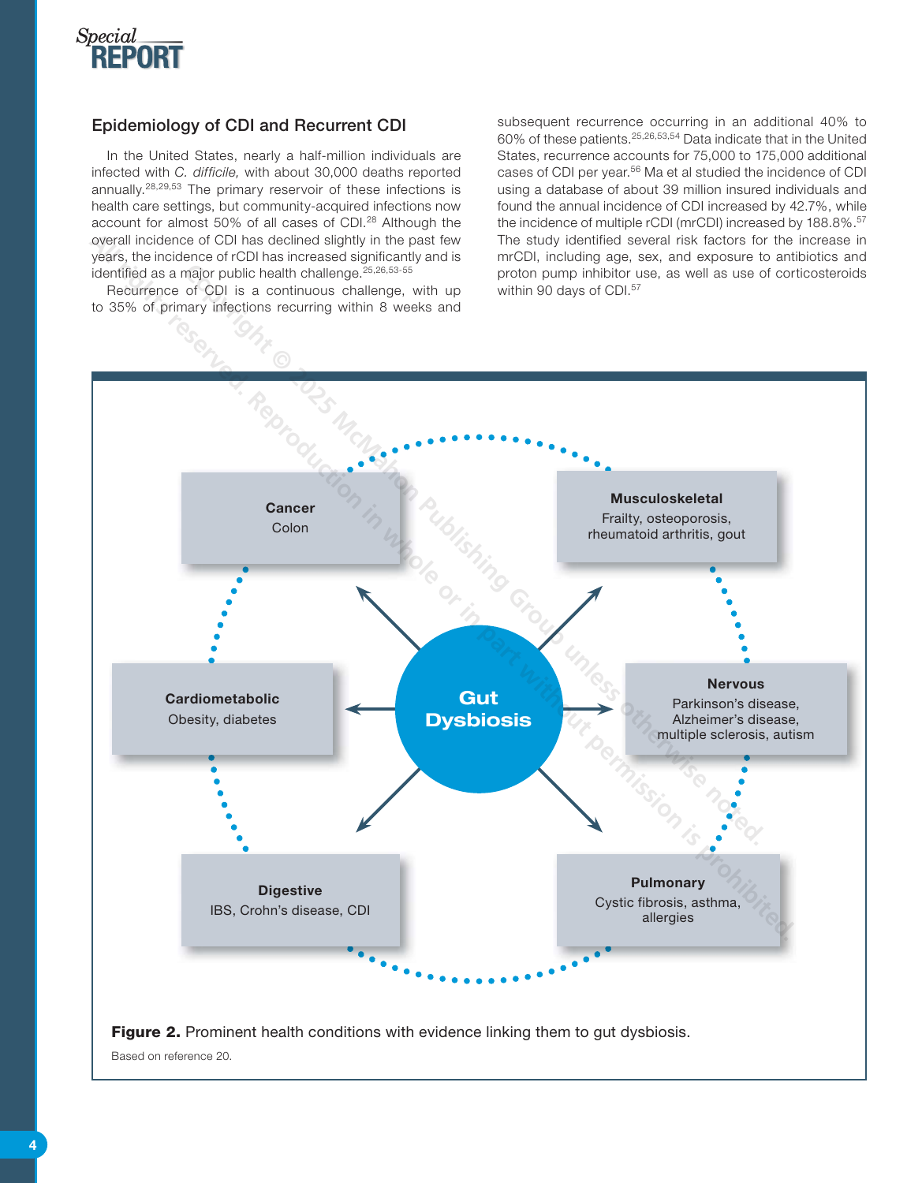## Epidemiology of CDI and Recurrent CDI

In the United States, nearly a half-million individuals are infected with *C. difficile,* with about 30,000 deaths reported annually.[28,29,53] The primary reservoir of these infections is health care settings, but community-acquired infections now account for almost 50% of all cases of CDI.[28] Although the overall incidence of CDI has declined slightly in the past few years, the incidence of rCDI has increased significantly and is identified as a major public health challenge.[25,26,53-55]

Recurrence of CDI is a continuous challenge, with up to 35% of primary infections recurring within 8 weeks and subsequent recurrence occurring in an additional 40% to 60% of these patients.[25,26,53,54] Data indicate that in the United States, recurrence accounts for 75,000 to 175,000 additional cases of CDI per year.[56] Ma et al studied the incidence of CDI using a database of about 39 million insured individuals and found the annual incidence of CDI increased by 42.7%, while the incidence of multiple rCDI (mrCDI) increased by 188.8%.[57] The study identified several risk factors for the increase in mrCDI, including age, sex, and exposure to antibiotics and proton pump inhibitor use, as well as use of corticosteroids within 90 days of CDI.[57]

**Gut Dysbiosis**

- **Cancer**: Colon
- **Musculoskeletal**: Frailty, osteoporosis, rheumatoid arthritis, gout
- **Cardiometabolic**: Obesity, diabetes
- **Nervous**: Parkinson's disease, Alzheimer's disease, multiple sclerosis, autism
- **Digestive**: IBS, Crohn's disease, CDI
- **Pulmonary**: Cystic fibrosis, asthma, allergies

**Figure 2.** Prominent health conditions with evidence linking them to gut dysbiosis.

Based on reference 20.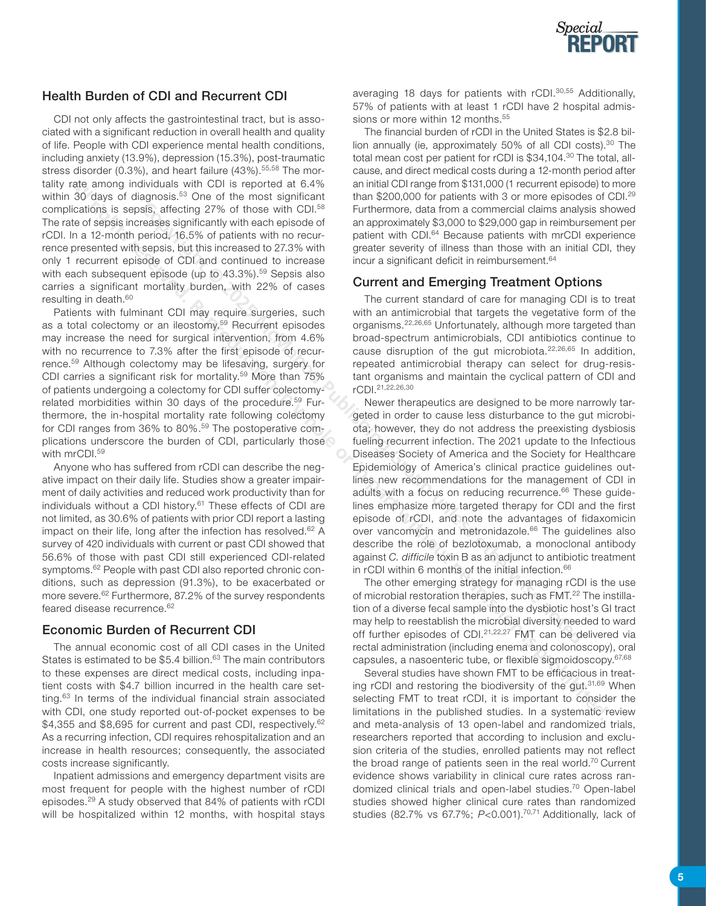## Health Burden of CDI and Recurrent CDI

CDI not only affects the gastrointestinal tract, but is associated with a significant reduction in overall health and quality of life. People with CDI experience mental health conditions, including anxiety (13.9%), depression (15.3%), post-traumatic stress disorder (0.3%), and heart failure (43%).[55,58] The mortality rate among individuals with CDI is reported at 6.4% within 30 days of diagnosis.[53] One of the most significant complications is sepsis, affecting 27% of those with CDI.[58] The rate of sepsis increases significantly with each episode of rCDI. In a 12-month period, 16.5% of patients with no recurrence presented with sepsis, but this increased to 27.3% with only 1 recurrent episode of CDI and continued to increase with each subsequent episode (up to 43.3%).[59] Sepsis also carries a significant mortality burden, with 22% of cases resulting in death.[60]

Patients with fulminant CDI may require surgeries, such as a total colectomy or an ileostomy.[59] Recurrent episodes may increase the need for surgical intervention, from 4.6% with no recurrence to 7.3% after the first episode of recurrence.[59] Although colectomy may be lifesaving, surgery for CDI carries a significant risk for mortality.[59] More than 75% of patients undergoing a colectomy for CDI suffer colectomy-related morbidities within 30 days of the procedure.[59] Furthermore, the in-hospital mortality rate following colectomy for CDI ranges from 36% to 80%.[59] The postoperative complications underscore the burden of CDI, particularly those with mrCDI.[59]

Anyone who has suffered from rCDI can describe the negative impact on their daily life. Studies show a greater impairment of daily activities and reduced work productivity than for individuals without a CDI history.[61] These effects of CDI are not limited, as 30.6% of patients with prior CDI report a lasting impact on their life, long after the infection has resolved.[62] A survey of 420 individuals with current or past CDI showed that 56.6% of those with past CDI still experienced CDI-related symptoms.[62] People with past CDI also reported chronic conditions, such as depression (91.3%), to be exacerbated or more severe.[62] Furthermore, 87.2% of the survey respondents feared disease recurrence.[62]

## Economic Burden of Recurrent CDI

The annual economic cost of all CDI cases in the United States is estimated to be $5.4 billion.[63] The main contributors to these expenses are direct medical costs, including inpatient costs with $4.7 billion incurred in the health care setting.[63] In terms of the individual financial strain associated with CDI, one study reported out-of-pocket expenses to be $4,355 and $8,695 for current and past CDI, respectively.[62] As a recurring infection, CDI requires rehospitalization and an increase in health resources; consequently, the associated costs increase significantly.

Inpatient admissions and emergency department visits are most frequent for people with the highest number of rCDI episodes.[29] A study observed that 84% of patients with rCDI will be hospitalized within 12 months, with hospital stays averaging 18 days for patients with rCDI.[30,55] Additionally, 57% of patients with at least 1 rCDI have 2 hospital admissions or more within 12 months.[55]

The financial burden of rCDI in the United States is $2.8 billion annually (ie, approximately 50% of all CDI costs).[30] The total mean cost per patient for rCDI is $34,104.[30] The total, all-cause, and direct medical costs during a 12-month period after an initial CDI range from $131,000 (1 recurrent episode) to more than $200,000 for patients with 3 or more episodes of CDI.[29] Furthermore, data from a commercial claims analysis showed an approximately $3,000 to $29,000 gap in reimbursement per patient with CDI.[64] Because patients with mrCDI experience greater severity of illness than those with an initial CDI, they incur a significant deficit in reimbursement.[64]

## Current and Emerging Treatment Options

The current standard of care for managing CDI is to treat with an antimicrobial that targets the vegetative form of the organisms.[22,26,65] Unfortunately, although more targeted than broad-spectrum antimicrobials, CDI antibiotics continue to cause disruption of the gut microbiota.[22,26,65] In addition, repeated antimicrobial therapy can select for drug-resistant organisms and maintain the cyclical pattern of CDI and rCDI.[21,22,26,30]

Newer therapeutics are designed to be more narrowly targeted in order to cause less disturbance to the gut microbiota; however, they do not address the preexisting dysbiosis fueling recurrent infection. The 2021 update to the Infectious Diseases Society of America and the Society for Healthcare Epidemiology of America's clinical practice guidelines outlines new recommendations for the management of CDI in adults with a focus on reducing recurrence.[66] These guidelines emphasize more targeted therapy for CDI and the first episode of rCDI, and note the advantages of fidaxomicin over vancomycin and metronidazole.[66] The guidelines also describe the role of bezlotoxumab, a monoclonal antibody against *C. difficile* toxin B as an adjunct to antibiotic treatment in rCDI within 6 months of the initial infection.[66]

The other emerging strategy for managing rCDI is the use of microbial restoration therapies, such as FMT.[22] The instillation of a diverse fecal sample into the dysbiotic host's GI tract may help to reestablish the microbial diversity needed to ward off further episodes of CDI.[21,22,27] FMT can be delivered via rectal administration (including enema and colonoscopy), oral capsules, a nasoenteric tube, or flexible sigmoidoscopy.[67,68]

Several studies have shown FMT to be efficacious in treating rCDI and restoring the biodiversity of the gut.[31,69] When selecting FMT to treat rCDI, it is important to consider the limitations in the published studies. In a systematic review and meta-analysis of 13 open-label and randomized trials, researchers reported that according to inclusion and exclusion criteria of the studies, enrolled patients may not reflect the broad range of patients seen in the real world.[70] Current evidence shows variability in clinical cure rates across randomized clinical trials and open-label studies.[70] Open-label studies showed higher clinical cure rates than randomized studies (82.7% vs 67.7%; $P<0.001$).[70,71] Additionally, lack of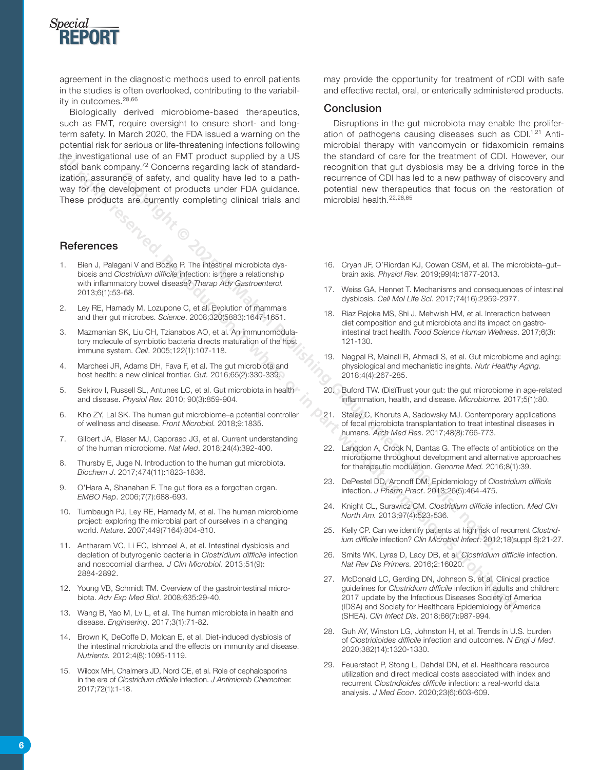agreement in the diagnostic methods used to enroll patients in the studies is often overlooked, contributing to the variability in outcomes.[28,66]

Biologically derived microbiome-based therapeutics, such as FMT, require oversight to ensure short- and long-term safety. In March 2020, the FDA issued a warning on the potential risk for serious or life-threatening infections following the investigational use of an FMT product supplied by a US stool bank company.[72] Concerns regarding lack of standardization, assurance of safety, and quality have led to a pathway for the development of products under FDA guidance. These products are currently completing clinical trials and may provide the opportunity for treatment of rCDI with safe and effective rectal, oral, or enterically administered products.

## Conclusion

Disruptions in the gut microbiota may enable the proliferation of pathogens causing diseases such as CDI.[1,21] Antimicrobial therapy with vancomycin or fidaxomicin remains the standard of care for the treatment of CDI. However, our recognition that gut dysbiosis may be a driving force in the recurrence of CDI has led to a new pathway of discovery and potential new therapeutics that focus on the restoration of microbial health.[22,26,65]

## References

1. Bien J, Palagani V and Bozko P. The intestinal microbiota dysbiosis and *Clostridium difficile* infection: is there a relationship with inflammatory bowel disease? *Therap Adv Gastroenterol.* 2013;6(1):53-68.
2. Ley RE, Hamady M, Lozupone C, et al. Evolution of mammals and their gut microbes. *Science*. 2008;320(5883):1647-1651.
3. Mazmanian SK, Liu CH, Tzianabos AO, et al. An immunomodulatory molecule of symbiotic bacteria directs maturation of the host immune system. *Cell*. 2005;122(1):107-118.
4. Marchesi JR, Adams DH, Fava F, et al. The gut microbiota and host health: a new clinical frontier. *Gut.* 2016;65(2):330-339.
5. Sekirov I, Russell SL, Antunes LC, et al. Gut microbiota in health and disease. *Physiol Rev.* 2010; 90(3):859-904.
6. Kho ZY, Lal SK. The human gut microbiome–a potential controller of wellness and disease. *Front Microbiol.* 2018;9:1835.
7. Gilbert JA, Blaser MJ, Caporaso JG, et al. Current understanding of the human microbiome. *Nat Med*. 2018;24(4):392-400.
8. Thursby E, Juge N. Introduction to the human gut microbiota. *Biochem J*. 2017;474(11):1823-1836.
9. O'Hara A, Shanahan F. The gut flora as a forgotten organ. *EMBO Rep*. 2006;7(7):688-693.
10. Turnbaugh PJ, Ley RE, Hamady M, et al. The human microbiome project: exploring the microbial part of ourselves in a changing world. *Nature*. 2007;449(7164):804-810.
11. Antharam VC, Li EC, Ishmael A, et al. Intestinal dysbiosis and depletion of butyrogenic bacteria in *Clostridium difficile* infection and nosocomial diarrhea. *J Clin Microbiol*. 2013;51(9):2884-2892.
12. Young VB, Schmidt TM. Overview of the gastrointestinal microbiota. *Adv Exp Med Biol*. 2008;635:29-40.
13. Wang B, Yao M, Lv L, et al. The human microbiota in health and disease. *Engineering*. 2017;3(1):71-82.
14. Brown K, DeCoffe D, Molcan E, et al. Diet-induced dysbiosis of the intestinal microbiota and the effects on immunity and disease. *Nutrients.* 2012;4(8):1095-1119.
15. Wilcox MH, Chalmers JD, Nord CE, et al. Role of cephalosporins in the era of *Clostridium difficile* infection. *J Antimicrob Chemother.* 2017;72(1):1-18.
16. Cryan JF, O'Riordan KJ, Cowan CSM, et al. The microbiota–gut–brain axis. *Physiol Rev.* 2019;99(4):1877-2013.
17. Weiss GA, Hennet T. Mechanisms and consequences of intestinal dysbiosis. *Cell Mol Life Sci*. 2017;74(16):2959-2977.
18. Riaz Rajoka MS, Shi J, Mehwish HM, et al. Interaction between diet composition and gut microbiota and its impact on gastrointestinal tract health. *Food Science Human Wellness*. 2017;6(3):121-130.
19. Nagpal R, Mainali R, Ahmadi S, et al. Gut microbiome and aging: physiological and mechanistic insights. *Nutr Healthy Aging.* 2018;4(4):267-285.
20. Buford TW. (Dis)Trust your gut: the gut microbiome in age-related inflammation, health, and disease. *Microbiome.* 2017;5(1):80.
21. Staley C, Khoruts A, Sadowsky MJ. Contemporary applications of fecal microbiota transplantation to treat intestinal diseases in humans. *Arch Med Res*. 2017;48(8):766-773.
22. Langdon A, Crook N, Dantas G. The effects of antibiotics on the microbiome throughout development and alternative approaches for therapeutic modulation. *Genome Med.* 2016;8(1):39.
23. DePestel DD, Aronoff DM. Epidemiology of *Clostridium difficile* infection. *J Pharm Pract*. 2013;26(5):464-475.
24. Knight CL, Surawicz CM. *Clostridium difficile* infection. *Med Clin North Am.* 2013;97(4):523-536.
25. Kelly CP. Can we identify patients at high risk of recurrent *Clostridium difficile* infection? *Clin Microbiol Infect*. 2012;18(suppl 6):21-27.
26. Smits WK, Lyras D, Lacy DB, et al. *Clostridium difficile* infection. *Nat Rev Dis Primers.* 2016;2:16020.
27. McDonald LC, Gerding DN, Johnson S, et al. Clinical practice guidelines for *Clostridium difficile* infection in adults and children: 2017 update by the Infectious Diseases Society of America (IDSA) and Society for Healthcare Epidemiology of America (SHEA). *Clin Infect Dis*. 2018;66(7):987-994.
28. Guh AY, Winston LG, Johnston H, et al. Trends in U.S. burden of *Clostridioides difficile* infection and outcomes. *N Engl J Med*. 2020;382(14):1320-1330.
29. Feuerstadt P, Stong L, Dahdal DN, et al. Healthcare resource utilization and direct medical costs associated with index and recurrent *Clostridioides difficile* infection: a real-world data analysis. *J Med Econ*. 2020;23(6):603-609.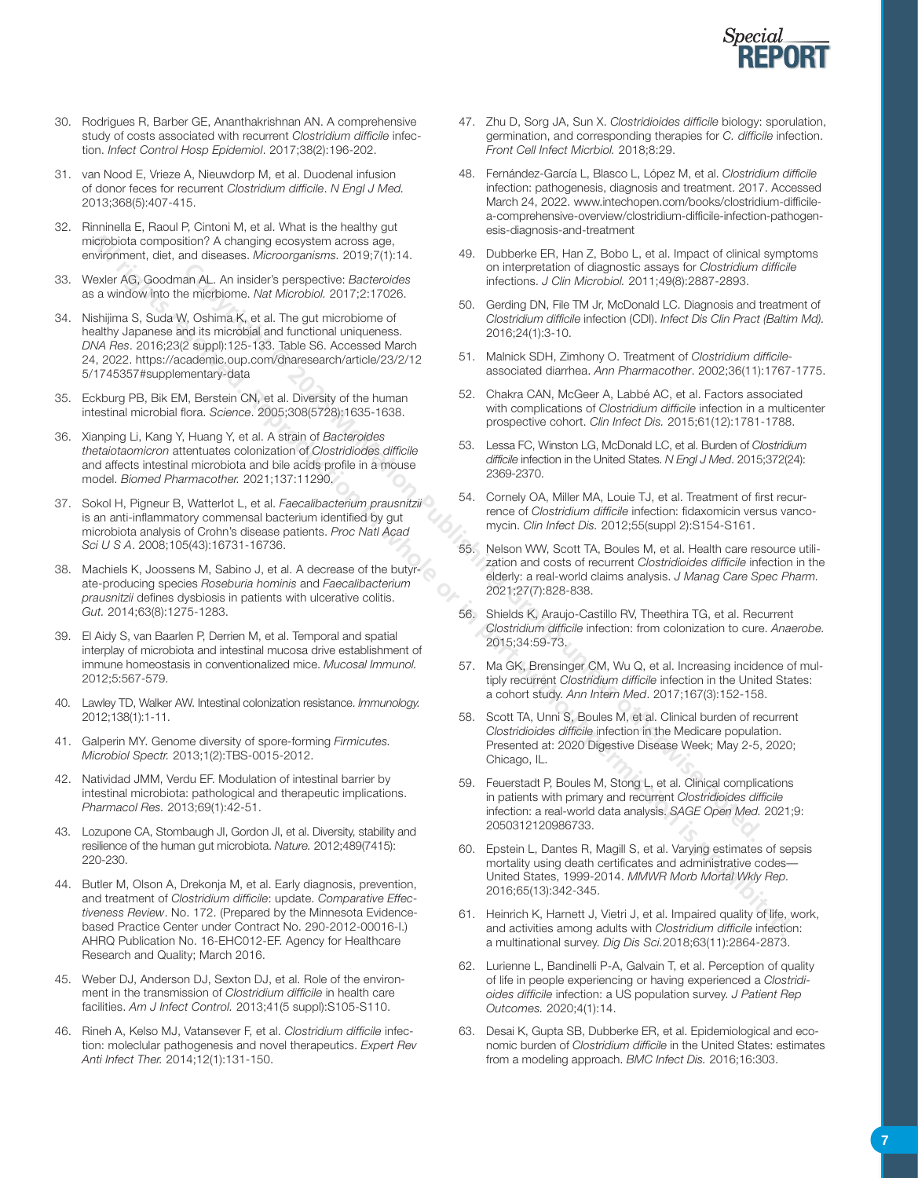30. Rodrigues R, Barber GE, Ananthakrishnan AN. A comprehensive study of costs associated with recurrent *Clostridium difficile* infection. *Infect Control Hosp Epidemiol*. 2017;38(2):196-202.

31. van Nood E, Vrieze A, Nieuwdorp M, et al. Duodenal infusion of donor feces for recurrent *Clostridium difficile*. *N Engl J Med.* 2013;368(5):407-415.

32. Rinninella E, Raoul P, Cintoni M, et al. What is the healthy gut microbiota composition? A changing ecosystem across age, environment, diet, and diseases. *Microorganisms.* 2019;7(1):14.

33. Wexler AG, Goodman AL. An insider's perspective: *Bacteroides* as a window into the micrbiome. *Nat Microbiol.* 2017;2:17026.

34. Nishijima S, Suda W, Oshima K, et al. The gut microbiome of healthy Japanese and its microbial and functional uniqueness. *DNA Res*. 2016;23(2 suppl):125-133. Table S6. Accessed March 24, 2022. https://academic.oup.com/dnaresearch/article/23/2/125/1745357#supplementary-data

35. Eckburg PB, Bik EM, Berstein CN, et al. Diversity of the human intestinal microbial flora. *Science*. 2005;308(5728):1635-1638.

36. Xianping Li, Kang Y, Huang Y, et al. A strain of *Bacteroides thetaiotaomicron* attentuates colonization of *Clostridiodes difficile* and affects intestinal microbiota and bile acids profile in a mouse model. *Biomed Pharmacother.* 2021;137:11290.

37. Sokol H, Pigneur B, Watterlot L, et al. *Faecalibacterium prausnitzii* is an anti-inflammatory commensal bacterium identified by gut microbiota analysis of Crohn's disease patients. *Proc Natl Acad Sci U S A*. 2008;105(43):16731-16736.

38. Machiels K, Joossens M, Sabino J, et al. A decrease of the butyrate-producing species *Roseburia hominis* and *Faecalibacterium prausnitzii* defines dysbiosis in patients with ulcerative colitis. *Gut.* 2014;63(8):1275-1283.

39. El Aidy S, van Baarlen P, Derrien M, et al. Temporal and spatial interplay of microbiota and intestinal mucosa drive establishment of immune homeostasis in conventionalized mice. *Mucosal Immunol.* 2012;5:567-579.

40. Lawley TD, Walker AW. Intestinal colonization resistance. *Immunology.* 2012;138(1):1-11.

41. Galperin MY. Genome diversity of spore-forming *Firmicutes. Microbiol Spectr.* 2013;1(2):TBS-0015-2012.

42. Natividad JMM, Verdu EF. Modulation of intestinal barrier by intestinal microbiota: pathological and therapeutic implications. *Pharmacol Res.* 2013;69(1):42-51.

43. Lozupone CA, Stombaugh JI, Gordon JI, et al. Diversity, stability and resilience of the human gut microbiota. *Nature.* 2012;489(7415): 220-230.

44. Butler M, Olson A, Drekonja M, et al. Early diagnosis, prevention, and treatment of *Clostridium difficile*: update. *Comparative Effectiveness Review*. No. 172. (Prepared by the Minnesota Evidence-based Practice Center under Contract No. 290-2012-00016-I.) AHRQ Publication No. 16-EHC012-EF. Agency for Healthcare Research and Quality; March 2016.

45. Weber DJ, Anderson DJ, Sexton DJ, et al. Role of the environment in the transmission of *Clostridium difficile* in health care facilities. *Am J Infect Control.* 2013;41(5 suppl):S105-S110.

46. Rineh A, Kelso MJ, Vatansever F, et al. *Clostridium difficile* infection: molecular pathogenesis and novel therapeutics. *Expert Rev Anti Infect Ther.* 2014;12(1):131-150.

47. Zhu D, Sorg JA, Sun X. *Clostridioides difficile* biology: sporulation, germination, and corresponding therapies for *C. difficile* infection. *Front Cell Infect Micrbiol.* 2018;8:29.

48. Fernández-García L, Blasco L, López M, et al. *Clostridium difficile* infection: pathogenesis, diagnosis and treatment. 2017. Accessed March 24, 2022. www.intechopen.com/books/clostridium-difficile-a-comprehensive-overview/clostridium-difficile-infection-pathogenesis-diagnosis-and-treatment

49. Dubberke ER, Han Z, Bobo L, et al. Impact of clinical symptoms on interpretation of diagnostic assays for *Clostridium difficile* infections. *J Clin Microbiol.* 2011;49(8):2887-2893.

50. Gerding DN, File TM Jr, McDonald LC. Diagnosis and treatment of *Clostridium difficile* infection (CDI). *Infect Dis Clin Pract (Baltim Md).* 2016;24(1):3-10.

51. Malnick SDH, Zimhony O. Treatment of *Clostridium difficile*-associated diarrhea. *Ann Pharmacother*. 2002;36(11):1767-1775.

52. Chakra CAN, McGeer A, Labbé AC, et al. Factors associated with complications of *Clostridium difficile* infection in a multicenter prospective cohort. *Clin Infect Dis.* 2015;61(12):1781-1788.

53. Lessa FC, Winston LG, McDonald LC, et al. Burden of *Clostridium difficile* infection in the United States. *N Engl J Med*. 2015;372(24): 2369-2370.

54. Cornely OA, Miller MA, Louie TJ, et al. Treatment of first recurrence of *Clostridium difficile* infection: fidaxomicin versus vancomycin. *Clin Infect Dis.* 2012;55(suppl 2):S154-S161.

55. Nelson WW, Scott TA, Boules M, et al. Health care resource utilization and costs of recurrent *Clostridioides difficile* infection in the elderly: a real-world claims analysis. *J Manag Care Spec Pharm.* 2021;27(7):828-838.

56. Shields K, Araujo-Castillo RV, Theethira TG, et al. Recurrent *Clostridium difficile* infection: from colonization to cure. *Anaerobe.* 2015;34:59-73.

57. Ma GK, Brensinger CM, Wu Q, et al. Increasing incidence of multiply recurrent *Clostridium difficile* infection in the United States: a cohort study. *Ann Intern Med*. 2017;167(3):152-158.

58. Scott TA, Unni S, Boules M, et al. Clinical burden of recurrent *Clostridioides difficile* infection in the Medicare population. Presented at: 2020 Digestive Disease Week; May 2-5, 2020; Chicago, IL.

59. Feuerstadt P, Boules M, Stong L, et al. Clinical complications in patients with primary and recurrent *Clostridioides difficile* infection: a real-world data analysis. *SAGE Open Med.* 2021;9: 2050312120986733.

60. Epstein L, Dantes R, Magill S, et al. Varying estimates of sepsis mortality using death certificates and administrative codes—United States, 1999-2014. *MMWR Morb Mortal Wkly Rep.* 2016;65(13):342-345.

61. Heinrich K, Harnett J, Vietri J, et al. Impaired quality of life, work, and activities among adults with *Clostridium difficile* infection: a multinational survey. *Dig Dis Sci.*2018;63(11):2864-2873.

62. Lurienne L, Bandinelli P-A, Galvain T, et al. Perception of quality of life in people experiencing or having experienced a *Clostridioides difficile* infection: a US population survey. *J Patient Rep Outcomes.* 2020;4(1):14.

63. Desai K, Gupta SB, Dubberke ER, et al. Epidemiological and economic burden of *Clostridium difficile* in the United States: estimates from a modeling approach. *BMC Infect Dis.* 2016;16:303.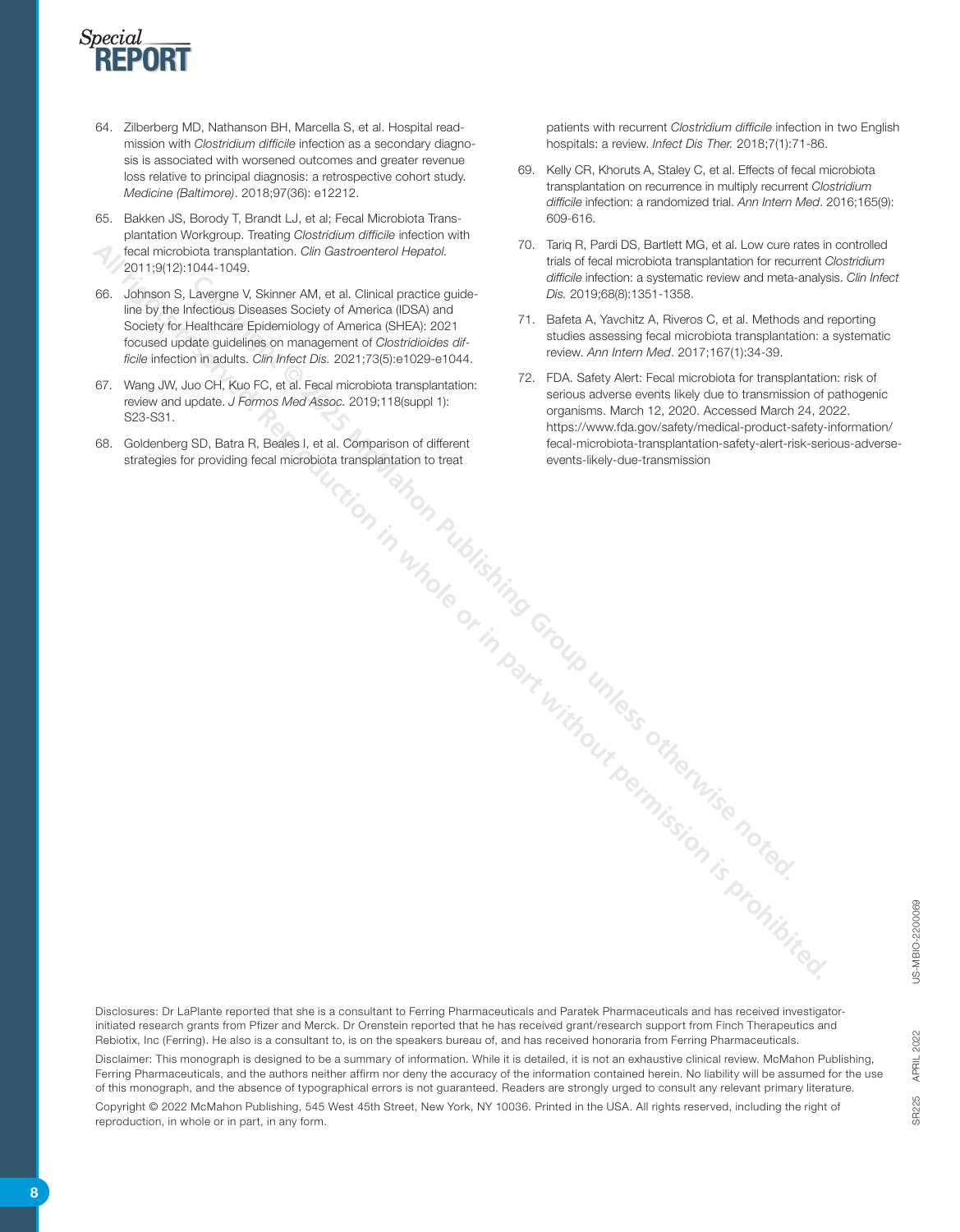64. Zilberberg MD, Nathanson BH, Marcella S, et al. Hospital readmission with *Clostridium difficile* infection as a secondary diagnosis is associated with worsened outcomes and greater revenue loss relative to principal diagnosis: a retrospective cohort study. *Medicine (Baltimore)*. 2018;97(36): e12212.

65. Bakken JS, Borody T, Brandt LJ, et al; Fecal Microbiota Transplantation Workgroup. Treating *Clostridium difficile* infection with fecal microbiota transplantation. *Clin Gastroenterol Hepatol.* 2011;9(12):1044-1049.

66. Johnson S, Lavergne V, Skinner AM, et al. Clinical practice guideline by the Infectious Diseases Society of America (IDSA) and Society for Healthcare Epidemiology of America (SHEA): 2021 focused update guidelines on management of *Clostridioides difficile* infection in adults. *Clin Infect Dis.* 2021;73(5):e1029-e1044.

67. Wang JW, Juo CH, Kuo FC, et al. Fecal microbiota transplantation: review and update. *J Formos Med Assoc.* 2019;118(suppl 1): S23-S31.

68. Goldenberg SD, Batra R, Beales I, et al. Comparison of different strategies for providing fecal microbiota transplantation to treat patients with recurrent *Clostridium difficile* infection in two English hospitals: a review. *Infect Dis Ther.* 2018;7(1):71-86.

69. Kelly CR, Khoruts A, Staley C, et al. Effects of fecal microbiota transplantation on recurrence in multiply recurrent *Clostridium difficile* infection: a randomized trial. *Ann Intern Med*. 2016;165(9): 609-616.

70. Tariq R, Pardi DS, Bartlett MG, et al. Low cure rates in controlled trials of fecal microbiota transplantation for recurrent *Clostridium difficile* infection: a systematic review and meta-analysis. *Clin Infect Dis.* 2019;68(8):1351-1358.

71. Bafeta A, Yavchitz A, Riveros C, et al. Methods and reporting studies assessing fecal microbiota transplantation: a systematic review. *Ann Intern Med*. 2017;167(1):34-39.

72. FDA. Safety Alert: Fecal microbiota for transplantation: risk of serious adverse events likely due to transmission of pathogenic organisms. March 12, 2020. Accessed March 24, 2022. https://www.fda.gov/safety/medical-product-safety-information/fecal-microbiota-transplantation-safety-alert-risk-serious-adverse-events-likely-due-transmission

Disclosures: Dr LaPlante reported that she is a consultant to Ferring Pharmaceuticals and Paratek Pharmaceuticals and has received investigator-initiated research grants from Pfizer and Merck. Dr Orenstein reported that he has received grant/research support from Finch Therapeutics and Rebiotix, Inc (Ferring). He also is a consultant to, is on the speakers bureau of, and has received honoraria from Ferring Pharmaceuticals.

Disclaimer: This monograph is designed to be a summary of information. While it is detailed, it is not an exhaustive clinical review. McMahon Publishing, Ferring Pharmaceuticals, and the authors neither affirm nor deny the accuracy of the information contained herein. No liability will be assumed for the use of this monograph, and the absence of typographical errors is not guaranteed. Readers are strongly urged to consult any relevant primary literature.

Copyright © 2022 McMahon Publishing, 545 West 45th Street, New York, NY 10036. Printed in the USA. All rights reserved, including the right of reproduction, in whole or in part, in any form.

SR225 APRIL 2022 US-MBIO-2200069